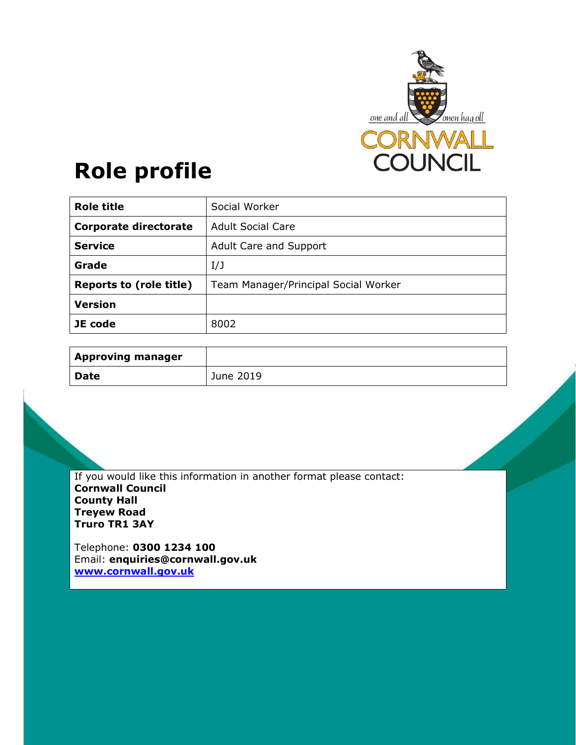# Role profile

| Role title | Social Worker |
|---|---|
| Corporate directorate | Adult Social Care |
| Service | Adult Care and Support |
| Grade | I/J |
| Reports to (role title) | Team Manager/Principal Social Worker |
| Version | |
| JE code | 8002 |

| Approving manager | |
|---|---|
| Date | June 2019 |

If you would like this information in another format please contact:
**Cornwall Council**
**County Hall**
**Treyew Road**
**Truro TR1 3AY**

Telephone: **0300 1234 100**
Email: **enquiries@cornwall.gov.uk**
**www.cornwall.gov.uk**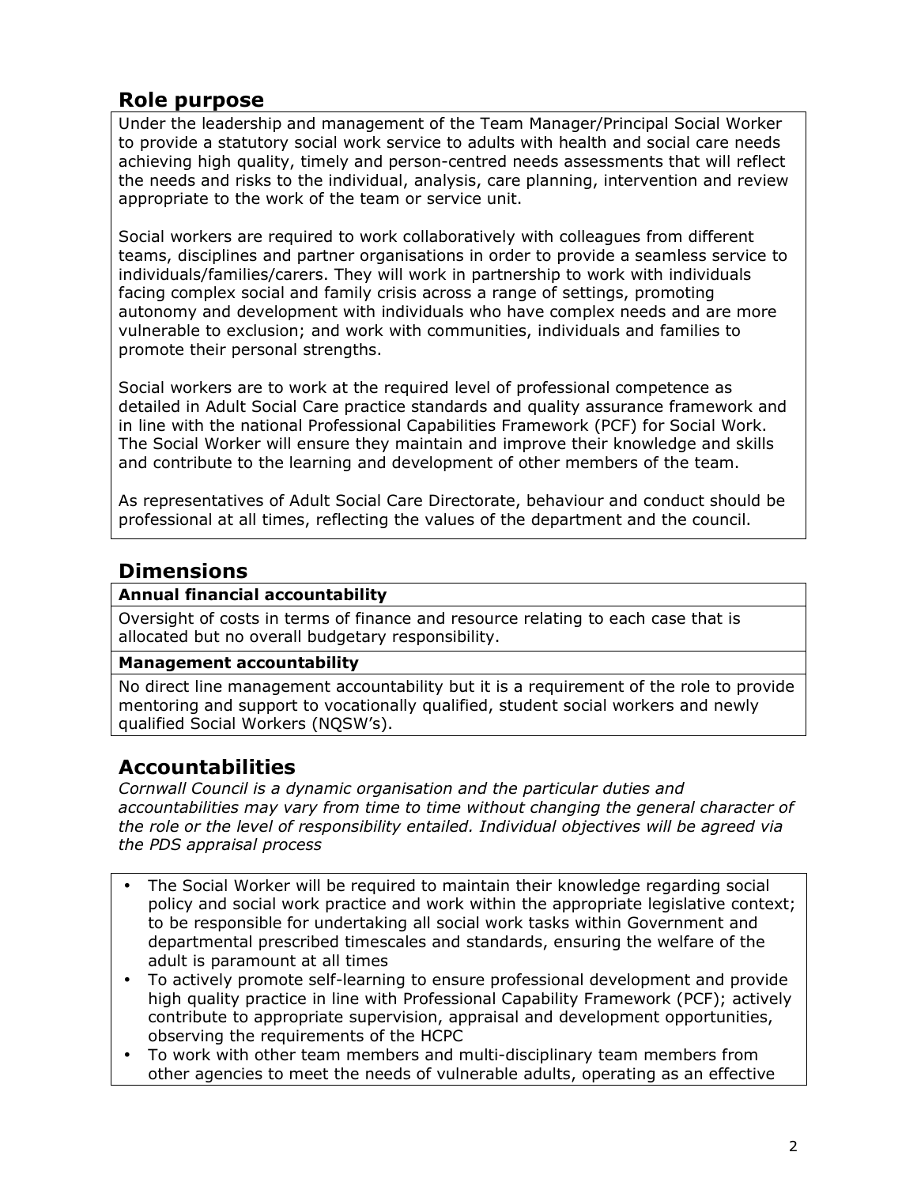## Role purpose

Under the leadership and management of the Team Manager/Principal Social Worker to provide a statutory social work service to adults with health and social care needs achieving high quality, timely and person-centred needs assessments that will reflect the needs and risks to the individual, analysis, care planning, intervention and review appropriate to the work of the team or service unit.

Social workers are required to work collaboratively with colleagues from different teams, disciplines and partner organisations in order to provide a seamless service to individuals/families/carers. They will work in partnership to work with individuals facing complex social and family crisis across a range of settings, promoting autonomy and development with individuals who have complex needs and are more vulnerable to exclusion; and work with communities, individuals and families to promote their personal strengths.

Social workers are to work at the required level of professional competence as detailed in Adult Social Care practice standards and quality assurance framework and in line with the national Professional Capabilities Framework (PCF) for Social Work. The Social Worker will ensure they maintain and improve their knowledge and skills and contribute to the learning and development of other members of the team.

As representatives of Adult Social Care Directorate, behaviour and conduct should be professional at all times, reflecting the values of the department and the council.

## Dimensions

**Annual financial accountability**

Oversight of costs in terms of finance and resource relating to each case that is allocated but no overall budgetary responsibility.

**Management accountability**

No direct line management accountability but it is a requirement of the role to provide mentoring and support to vocationally qualified, student social workers and newly qualified Social Workers (NQSW's).

## Accountabilities

*Cornwall Council is a dynamic organisation and the particular duties and accountabilities may vary from time to time without changing the general character of the role or the level of responsibility entailed. Individual objectives will be agreed via the PDS appraisal process*

- The Social Worker will be required to maintain their knowledge regarding social policy and social work practice and work within the appropriate legislative context; to be responsible for undertaking all social work tasks within Government and departmental prescribed timescales and standards, ensuring the welfare of the adult is paramount at all times
- To actively promote self-learning to ensure professional development and provide high quality practice in line with Professional Capability Framework (PCF); actively contribute to appropriate supervision, appraisal and development opportunities, observing the requirements of the HCPC
- To work with other team members and multi-disciplinary team members from other agencies to meet the needs of vulnerable adults, operating as an effective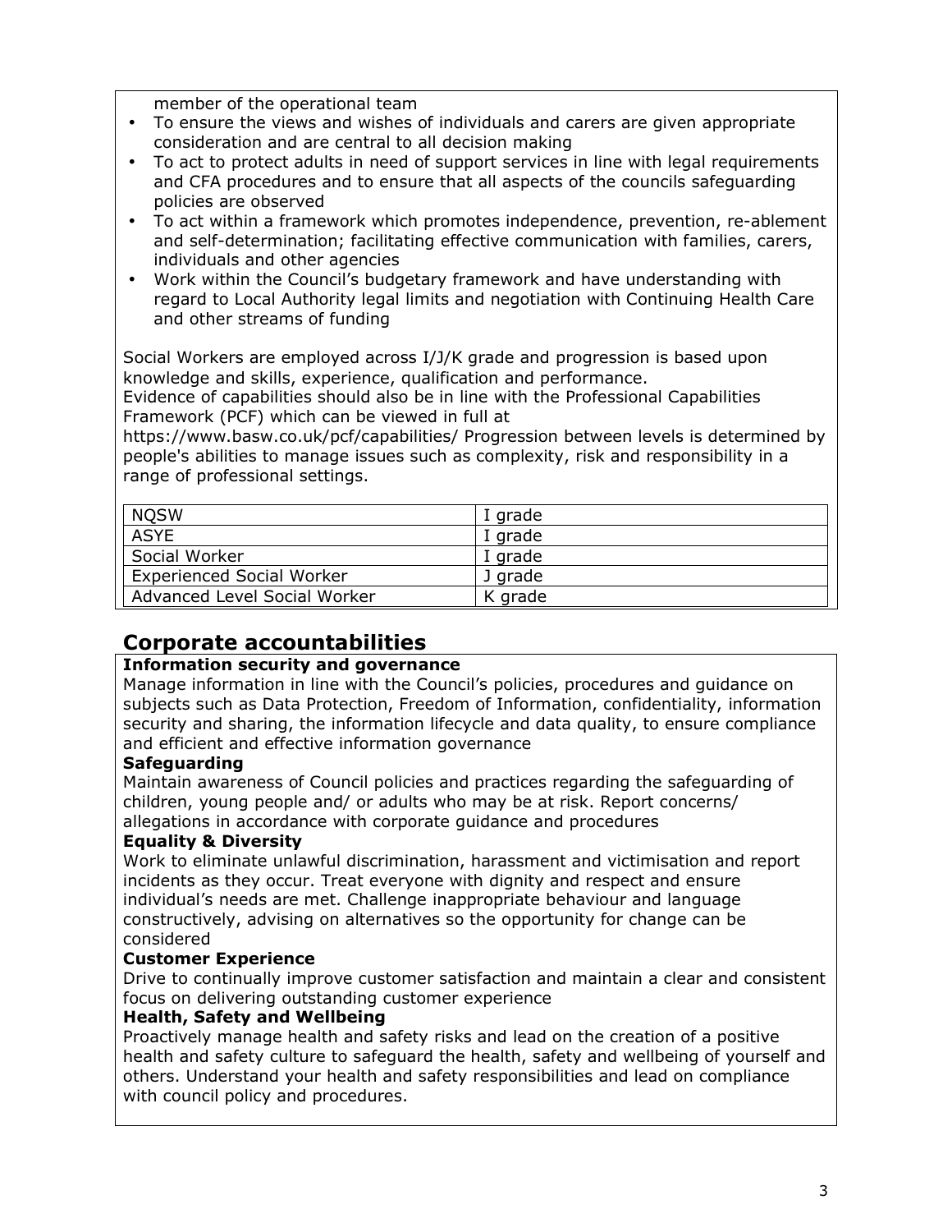member of the operational team

- To ensure the views and wishes of individuals and carers are given appropriate consideration and are central to all decision making
- To act to protect adults in need of support services in line with legal requirements and CFA procedures and to ensure that all aspects of the councils safeguarding policies are observed
- To act within a framework which promotes independence, prevention, re-ablement and self-determination; facilitating effective communication with families, carers, individuals and other agencies
- Work within the Council's budgetary framework and have understanding with regard to Local Authority legal limits and negotiation with Continuing Health Care and other streams of funding

Social Workers are employed across I/J/K grade and progression is based upon knowledge and skills, experience, qualification and performance.
Evidence of capabilities should also be in line with the Professional Capabilities Framework (PCF) which can be viewed in full at https://www.basw.co.uk/pcf/capabilities/ Progression between levels is determined by people's abilities to manage issues such as complexity, risk and responsibility in a range of professional settings.

| NQSW | I grade |
|---|---|
| ASYE | I grade |
| Social Worker | I grade |
| Experienced Social Worker | J grade |
| Advanced Level Social Worker | K grade |

## Corporate accountabilities

**Information security and governance**
Manage information in line with the Council's policies, procedures and guidance on subjects such as Data Protection, Freedom of Information, confidentiality, information security and sharing, the information lifecycle and data quality, to ensure compliance and efficient and effective information governance

**Safeguarding**
Maintain awareness of Council policies and practices regarding the safeguarding of children, young people and/ or adults who may be at risk. Report concerns/ allegations in accordance with corporate guidance and procedures

**Equality & Diversity**
Work to eliminate unlawful discrimination, harassment and victimisation and report incidents as they occur. Treat everyone with dignity and respect and ensure individual's needs are met. Challenge inappropriate behaviour and language constructively, advising on alternatives so the opportunity for change can be considered

**Customer Experience**
Drive to continually improve customer satisfaction and maintain a clear and consistent focus on delivering outstanding customer experience

**Health, Safety and Wellbeing**
Proactively manage health and safety risks and lead on the creation of a positive health and safety culture to safeguard the health, safety and wellbeing of yourself and others. Understand your health and safety responsibilities and lead on compliance with council policy and procedures.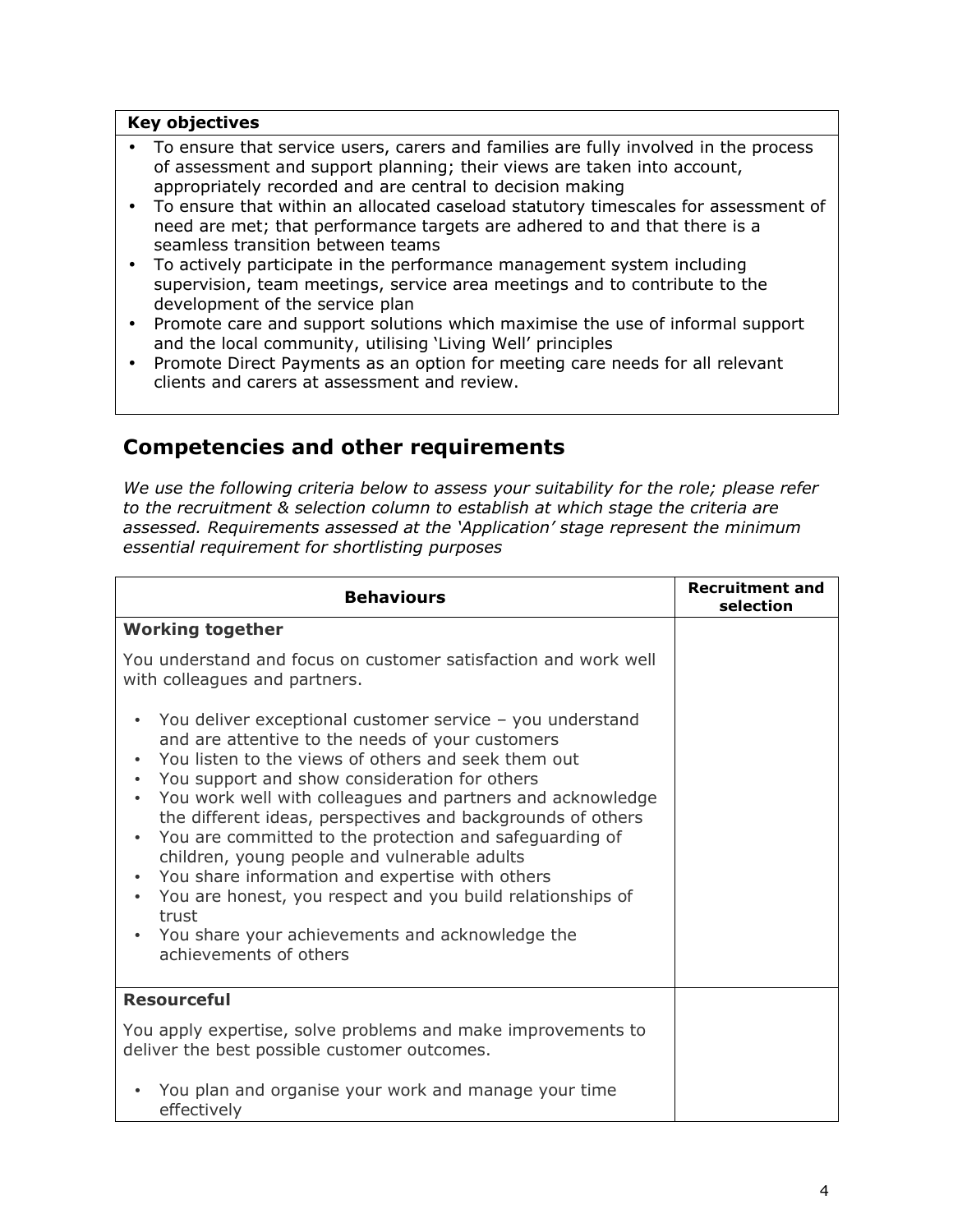| **Key objectives** |
|---|
| • To ensure that service users, carers and families are fully involved in the process of assessment and support planning; their views are taken into account, appropriately recorded and are central to decision making<br>• To ensure that within an allocated caseload statutory timescales for assessment of need are met; that performance targets are adhered to and that there is a seamless transition between teams<br>• To actively participate in the performance management system including supervision, team meetings, service area meetings and to contribute to the development of the service plan<br>• Promote care and support solutions which maximise the use of informal support and the local community, utilising 'Living Well' principles<br>• Promote Direct Payments as an option for meeting care needs for all relevant clients and carers at assessment and review. |

## Competencies and other requirements

*We use the following criteria below to assess your suitability for the role; please refer to the recruitment & selection column to establish at which stage the criteria are assessed. Requirements assessed at the 'Application' stage represent the minimum essential requirement for shortlisting purposes*

| **Behaviours** | **Recruitment and selection** |
|---|---|
| **Working together**<br><br>You understand and focus on customer satisfaction and work well with colleagues and partners.<br><br>• You deliver exceptional customer service – you understand and are attentive to the needs of your customers<br>• You listen to the views of others and seek them out<br>• You support and show consideration for others<br>• You work well with colleagues and partners and acknowledge the different ideas, perspectives and backgrounds of others<br>• You are committed to the protection and safeguarding of children, young people and vulnerable adults<br>• You share information and expertise with others<br>• You are honest, you respect and you build relationships of trust<br>• You share your achievements and acknowledge the achievements of others | |
| **Resourceful**<br><br>You apply expertise, solve problems and make improvements to deliver the best possible customer outcomes.<br><br>• You plan and organise your work and manage your time effectively | |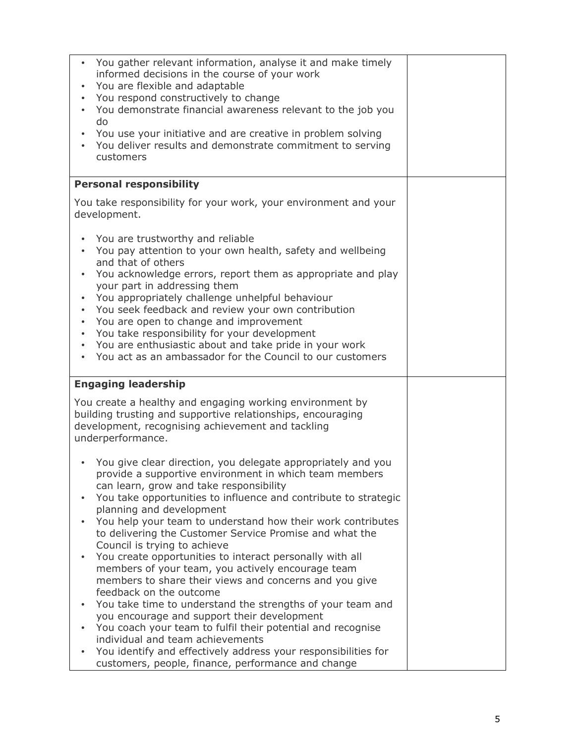| | |
|---|---|
| • You gather relevant information, analyse it and make timely informed decisions in the course of your work<br>• You are flexible and adaptable<br>• You respond constructively to change<br>• You demonstrate financial awareness relevant to the job you do<br>• You use your initiative and are creative in problem solving<br>• You deliver results and demonstrate commitment to serving customers | |
| **Personal responsibility**<br><br>You take responsibility for your work, your environment and your development.<br><br>• You are trustworthy and reliable<br>• You pay attention to your own health, safety and wellbeing and that of others<br>• You acknowledge errors, report them as appropriate and play your part in addressing them<br>• You appropriately challenge unhelpful behaviour<br>• You seek feedback and review your own contribution<br>• You are open to change and improvement<br>• You take responsibility for your development<br>• You are enthusiastic about and take pride in your work<br>• You act as an ambassador for the Council to our customers | |
| **Engaging leadership**<br><br>You create a healthy and engaging working environment by building trusting and supportive relationships, encouraging development, recognising achievement and tackling underperformance.<br><br>• You give clear direction, you delegate appropriately and you provide a supportive environment in which team members can learn, grow and take responsibility<br>• You take opportunities to influence and contribute to strategic planning and development<br>• You help your team to understand how their work contributes to delivering the Customer Service Promise and what the Council is trying to achieve<br>• You create opportunities to interact personally with all members of your team, you actively encourage team members to share their views and concerns and you give feedback on the outcome<br>• You take time to understand the strengths of your team and you encourage and support their development<br>• You coach your team to fulfil their potential and recognise individual and team achievements<br>• You identify and effectively address your responsibilities for customers, people, finance, performance and change | |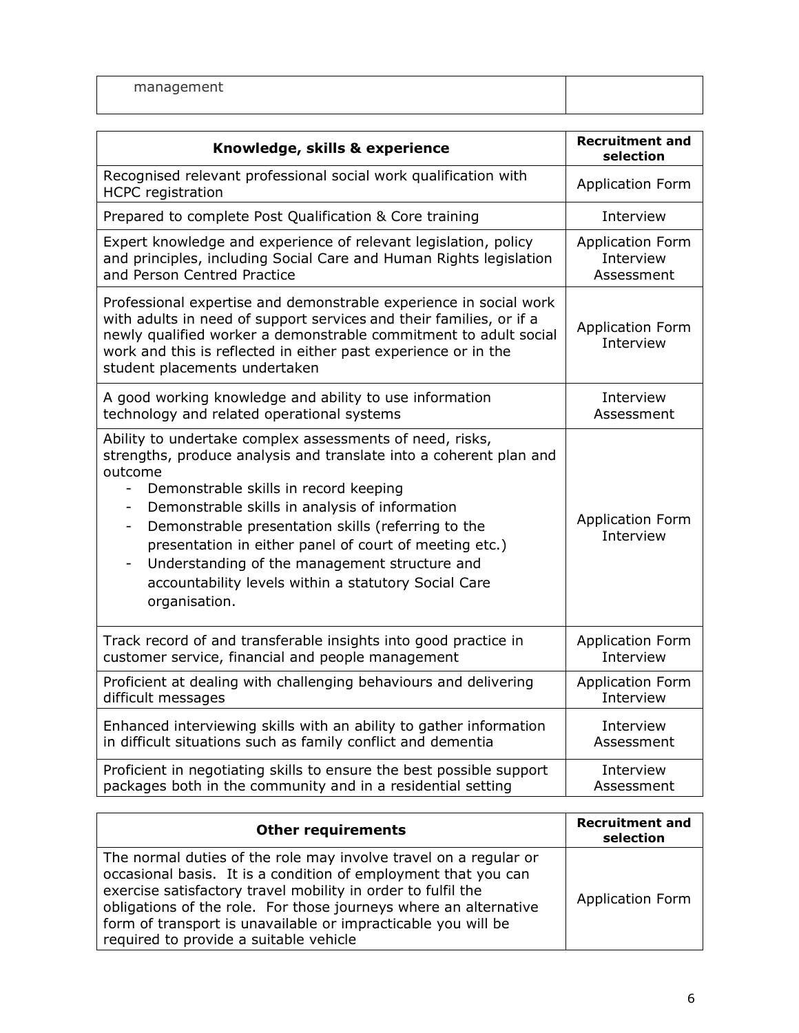| management | |
|---|---|

| Knowledge, skills & experience | Recruitment and selection |
|---|---|
| Recognised relevant professional social work qualification with HCPC registration | Application Form |
| Prepared to complete Post Qualification & Core training | Interview |
| Expert knowledge and experience of relevant legislation, policy and principles, including Social Care and Human Rights legislation and Person Centred Practice | Application Form<br>Interview<br>Assessment |
| Professional expertise and demonstrable experience in social work with adults in need of support services and their families, or if a newly qualified worker a demonstrable commitment to adult social work and this is reflected in either past experience or in the student placements undertaken | Application Form<br>Interview |
| A good working knowledge and ability to use information technology and related operational systems | Interview<br>Assessment |
| Ability to undertake complex assessments of need, risks, strengths, produce analysis and translate into a coherent plan and outcome<br>- Demonstrable skills in record keeping<br>- Demonstrable skills in analysis of information<br>- Demonstrable presentation skills (referring to the presentation in either panel of court of meeting etc.)<br>- Understanding of the management structure and accountability levels within a statutory Social Care organisation. | Application Form<br>Interview |
| Track record of and transferable insights into good practice in customer service, financial and people management | Application Form<br>Interview |
| Proficient at dealing with challenging behaviours and delivering difficult messages | Application Form<br>Interview |
| Enhanced interviewing skills with an ability to gather information in difficult situations such as family conflict and dementia | Interview<br>Assessment |
| Proficient in negotiating skills to ensure the best possible support packages both in the community and in a residential setting | Interview<br>Assessment |

| Other requirements | Recruitment and selection |
|---|---|
| The normal duties of the role may involve travel on a regular or occasional basis. It is a condition of employment that you can exercise satisfactory travel mobility in order to fulfil the obligations of the role. For those journeys where an alternative form of transport is unavailable or impracticable you will be required to provide a suitable vehicle | Application Form |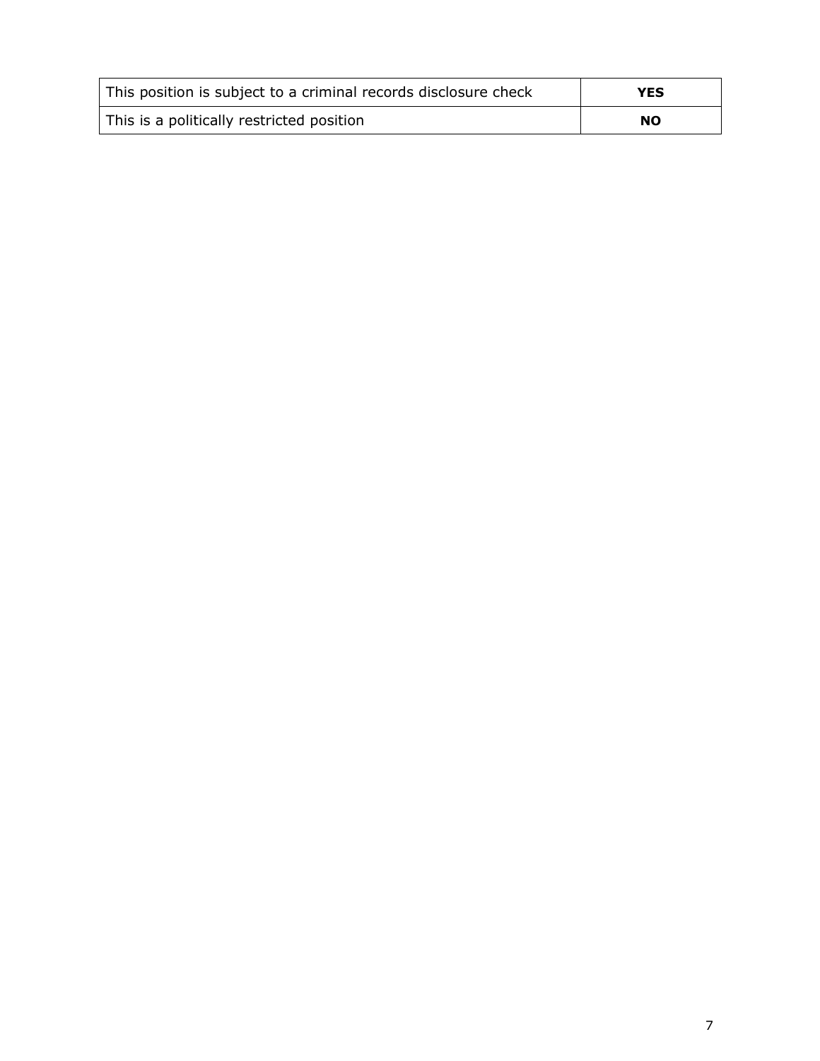| | |
|---|---|
| This position is subject to a criminal records disclosure check | **YES** |
| This is a politically restricted position | **NO** |